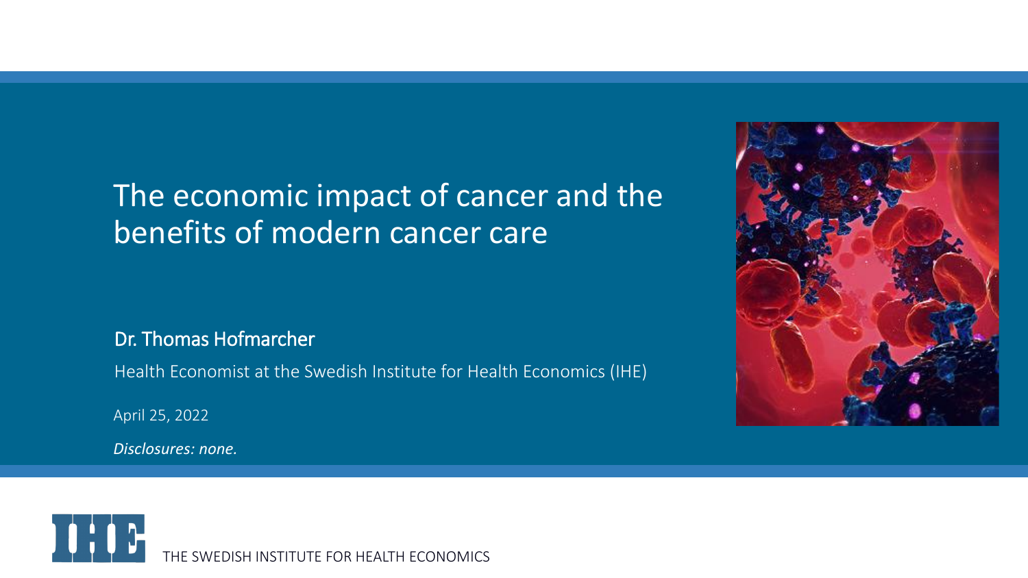# The economic impact of cancer and the benefits of modern cancer care

**Dr. Thomas Hofmarcher**

Health Economist at the Swedish Institute for Health Economics (IHE)

April 25, 2022

*Disclosures: none.*

IHE THE SWEDISH INSTITUTE FOR HEALTH ECONOMICS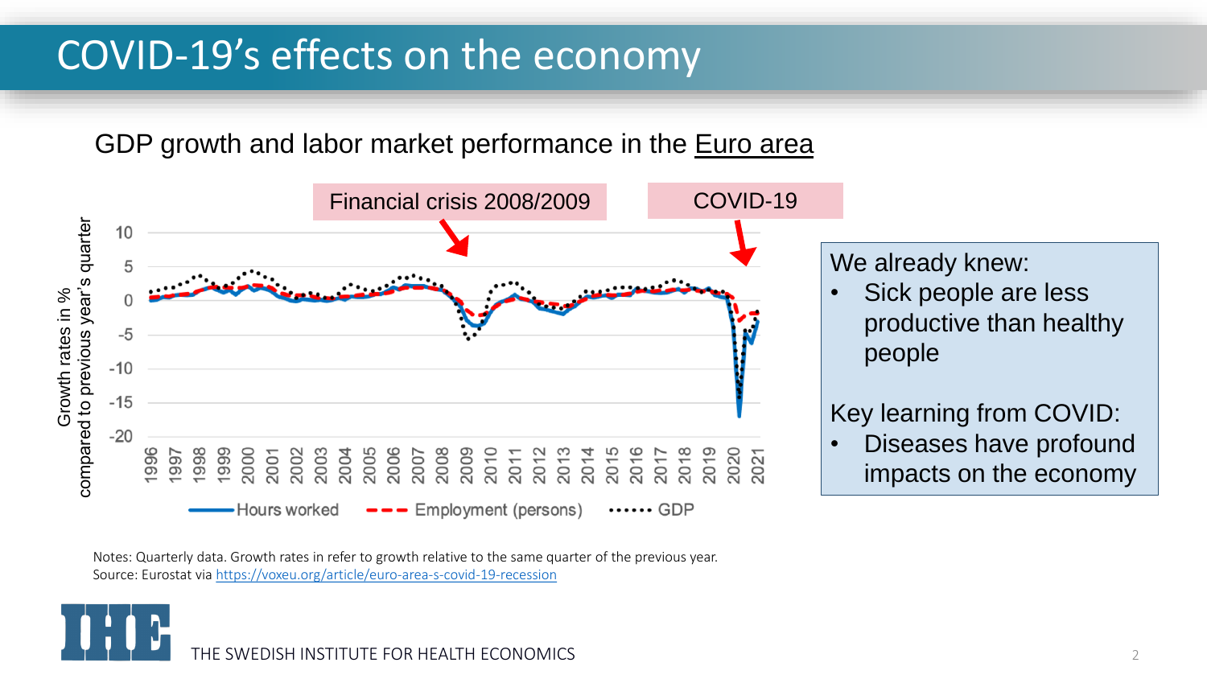# COVID-19's effects on the economy

GDP growth and labor market performance in the Euro area

Financial crisis 2008/2009

COVID-19

Growth rates in % compared to previous year's quarter

Hours worked — Employment (persons) — GDP

We already knew:

- Sick people are less productive than healthy people

Key learning from COVID:

- Diseases have profound impacts on the economy

Notes: Quarterly data. Growth rates in refer to growth relative to the same quarter of the previous year.
Source: Eurostat via https://voxeu.org/article/euro-area-s-covid-19-recession

THE SWEDISH INSTITUTE FOR HEALTH ECONOMICS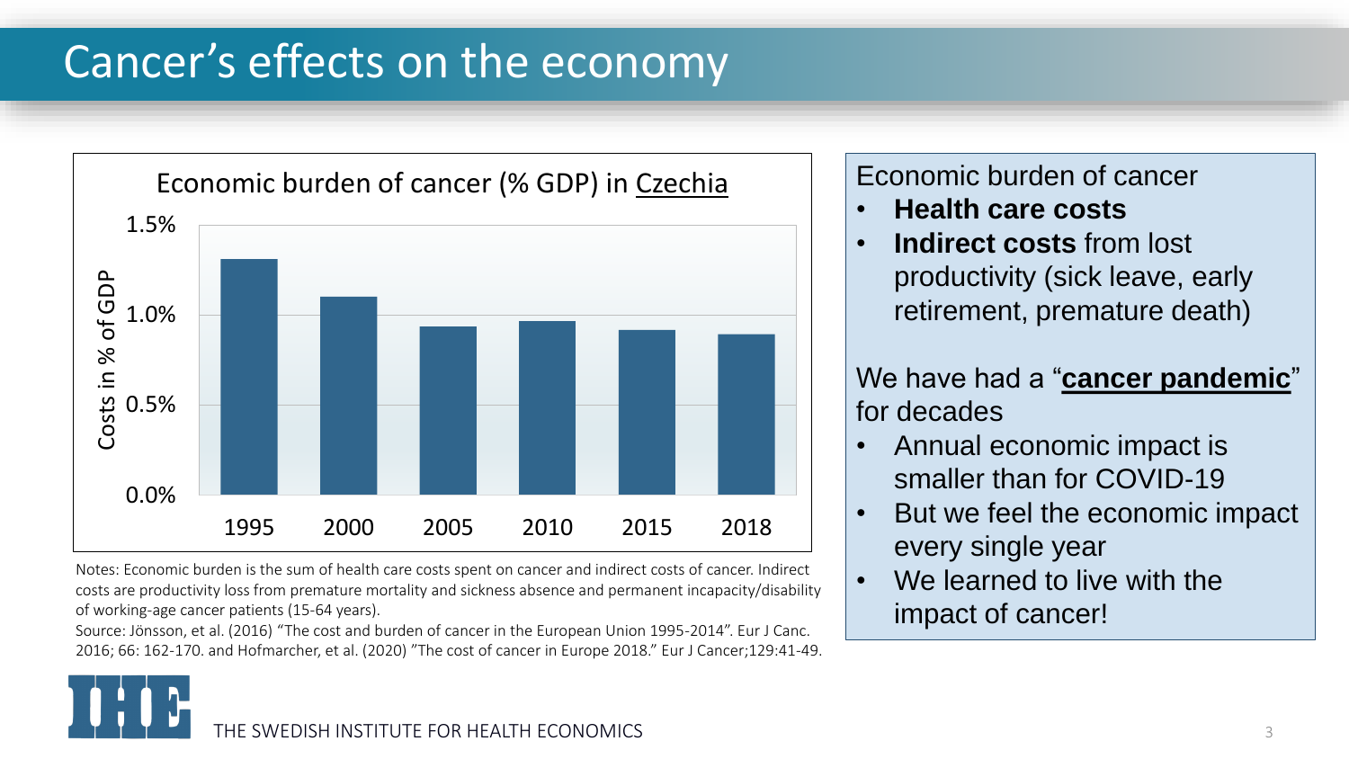# Cancer's effects on the economy

Economic burden of cancer (% GDP) in Czechia

| Year | Costs in % of GDP |
| --- | --- |
| 1995 | ~1.3% |
| 2000 | ~1.1% |
| 2005 | ~0.93% |
| 2010 | ~0.96% |
| 2015 | ~0.91% |
| 2018 | ~0.89% |

Notes: Economic burden is the sum of health care costs spent on cancer and indirect costs of cancer. Indirect costs are productivity loss from premature mortality and sickness absence and permanent incapacity/disability of working-age cancer patients (15-64 years).

Source: Jönsson, et al. (2016) "The cost and burden of cancer in the European Union 1995-2014". Eur J Canc. 2016; 66: 162-170. and Hofmarcher, et al. (2020) "The cost of cancer in Europe 2018." Eur J Cancer;129:41-49.

Economic burden of cancer

- **Health care costs**
- **Indirect costs** from lost productivity (sick leave, early retirement, premature death)

We have had a "**cancer pandemic**" for decades

- Annual economic impact is smaller than for COVID-19
- But we feel the economic impact every single year
- We learned to live with the impact of cancer!

THE SWEDISH INSTITUTE FOR HEALTH ECONOMICS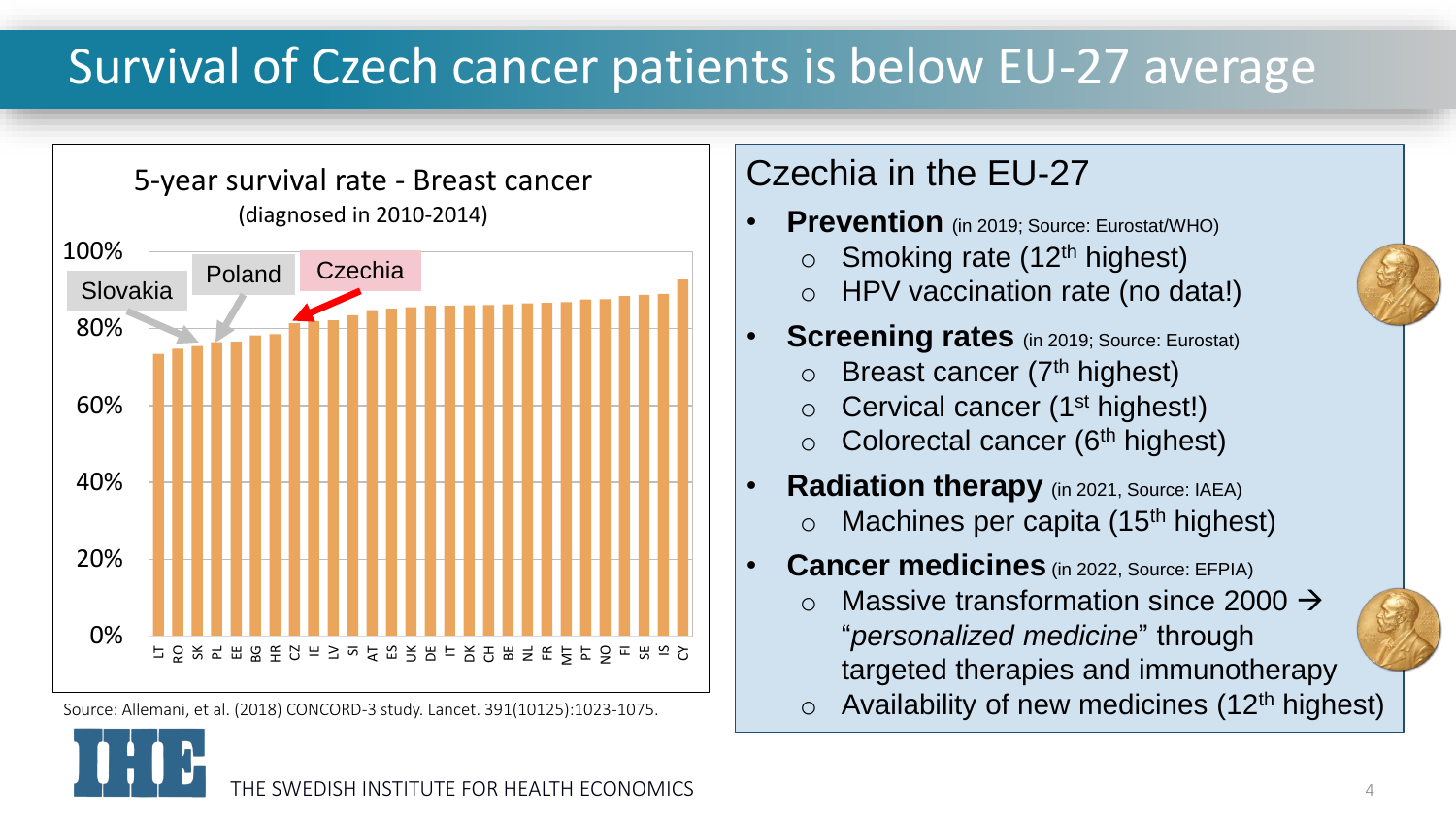# Survival of Czech cancer patients is below EU-27 average

5-year survival rate - Breast cancer
(diagnosed in 2010-2014)

100%
80%
60%
40%
20%
0%

Slovakia
Poland
Czechia

LT RO SK PL EE BG HR CZ IE LV SI AT ES UK DE IT DK CH BE NL FR MT PT NO FI SE IS CY

Source: Allemani, et al. (2018) CONCORD-3 study. Lancet. 391(10125):1023-1075.

## Czechia in the EU-27

- **Prevention** (in 2019; Source: Eurostat/WHO)
  - Smoking rate (12th highest)
  - HPV vaccination rate (no data!)
- **Screening rates** (in 2019; Source: Eurostat)
  - Breast cancer (7th highest)
  - Cervical cancer (1st highest!)
  - Colorectal cancer (6th highest)
- **Radiation therapy** (in 2021, Source: IAEA)
  - Machines per capita (15th highest)
- **Cancer medicines** (in 2022, Source: EFPIA)
  - Massive transformation since 2000 → "*personalized medicine*" through targeted therapies and immunotherapy
  - Availability of new medicines (12th highest)

IHE THE SWEDISH INSTITUTE FOR HEALTH ECONOMICS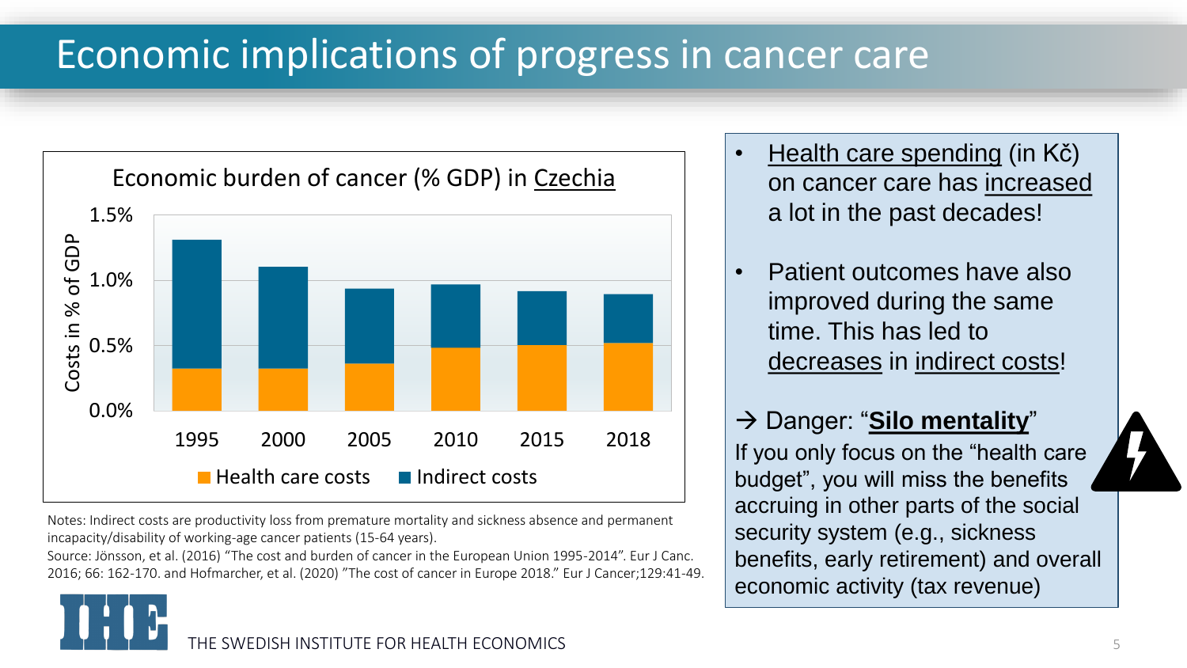# Economic implications of progress in cancer care

Economic burden of cancer (% GDP) in Czechia

Costs in % of GDP

1.5%
1.0%
0.5%
0.0%

1995 2000 2005 2010 2015 2018

Health care costs ■ Indirect costs

Notes: Indirect costs are productivity loss from premature mortality and sickness absence and permanent incapacity/disability of working-age cancer patients (15-64 years).
Source: Jönsson, et al. (2016) "The cost and burden of cancer in the European Union 1995-2014". Eur J Canc. 2016; 66: 162-170. and Hofmarcher, et al. (2020) "The cost of cancer in Europe 2018." Eur J Cancer;129:41-49.

- Health care spending (in Kč) on cancer care has increased a lot in the past decades!
- Patient outcomes have also improved during the same time. This has led to decreases in indirect costs!

→ Danger: "**Silo mentality**"
If you only focus on the "health care budget", you will miss the benefits accruing in other parts of the social security system (e.g., sickness benefits, early retirement) and overall economic activity (tax revenue)

THE SWEDISH INSTITUTE FOR HEALTH ECONOMICS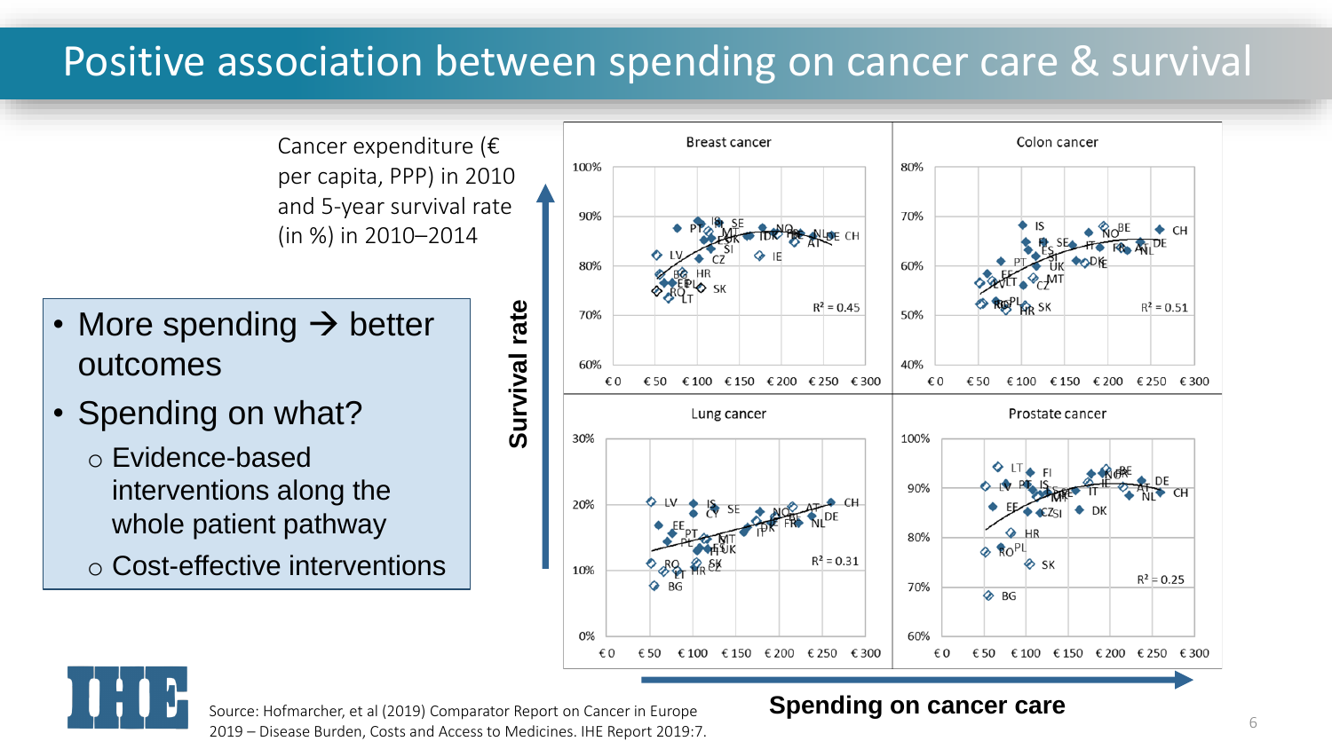# Positive association between spending on cancer care & survival

Cancer expenditure (€ per capita, PPP) in 2010 and 5-year survival rate (in %) in 2010–2014

- More spending → better outcomes
- Spending on what?
  - Evidence-based interventions along the whole patient pathway
  - Cost-effective interventions

Survival rate

Breast cancer ($R^2 = 0.45$) | Colon cancer ($R^2 = 0.51$) | Lung cancer ($R^2 = 0.31$) | Prostate cancer ($R^2 = 0.25$)

Spending on cancer care

Source: Hofmarcher, et al (2019) Comparator Report on Cancer in Europe 2019 – Disease Burden, Costs and Access to Medicines. IHE Report 2019:7.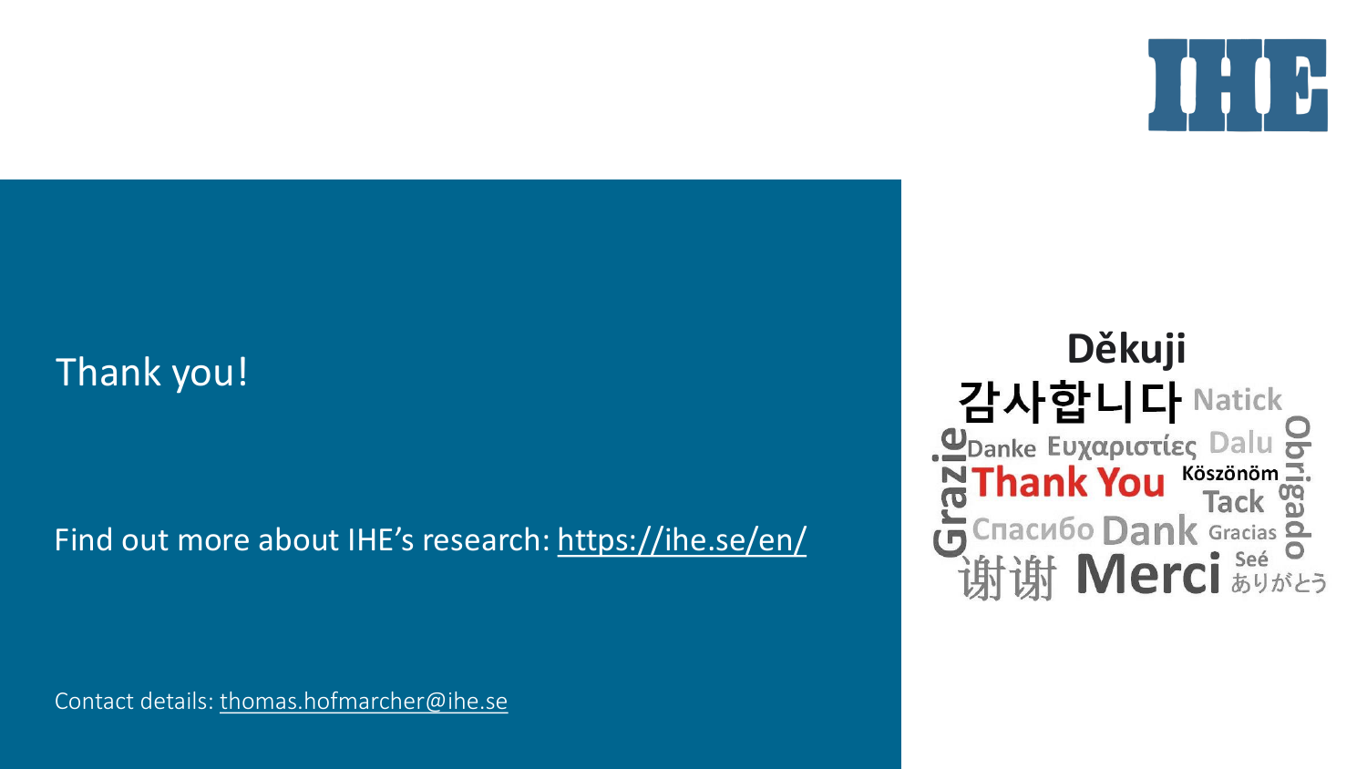Thank you!

Find out more about IHE's research: https://ihe.se/en/

Contact details: thomas.hofmarcher@ihe.se